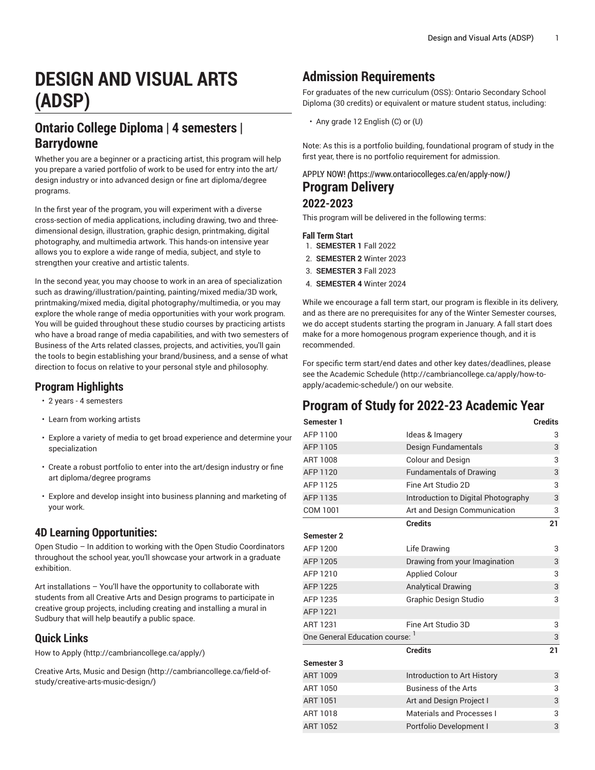# DESIGN AND VISUAL ARTS (ADSP)

## Ontario College Diploma | 4 semesters | Barrydowne

Whether you are a beginner or a practicing artist, this program will help you prepare a varied portfolio of work to be used for entry into the art/design industry or into advanced design or fine art diploma/degree programs.

In the first year of the program, you will experiment with a diverse cross-section of media applications, including drawing, two and three-dimensional design, illustration, graphic design, printmaking, digital photography, and multimedia artwork. This hands-on intensive year allows you to explore a wide range of media, subject, and style to strengthen your creative and artistic talents.

In the second year, you may choose to work in an area of specialization such as drawing/illustration/painting, painting/mixed media/3D work, printmaking/mixed media, digital photography/multimedia, or you may explore the whole range of media opportunities with your work program. You will be guided throughout these studio courses by practicing artists who have a broad range of media capabilities, and with two semesters of Business of the Arts related classes, projects, and activities, you'll gain the tools to begin establishing your brand/business, and a sense of what direction to focus on relative to your personal style and philosophy.

## Program Highlights

- 2 years - 4 semesters
- Learn from working artists
- Explore a variety of media to get broad experience and determine your specialization
- Create a robust portfolio to enter into the art/design industry or fine art diploma/degree programs
- Explore and develop insight into business planning and marketing of your work.

## 4D Learning Opportunities:

Open Studio – In addition to working with the Open Studio Coordinators throughout the school year, you'll showcase your artwork in a graduate exhibition.

Art installations – You'll have the opportunity to collaborate with students from all Creative Arts and Design programs to participate in creative group projects, including creating and installing a mural in Sudbury that will help beautify a public space.

## Quick Links

How to Apply (http://cambriancollege.ca/apply/)

Creative Arts, Music and Design (http://cambriancollege.ca/field-of-study/creative-arts-music-design/)

## Admission Requirements

For graduates of the new curriculum (OSS): Ontario Secondary School Diploma (30 credits) or equivalent or mature student status, including:

- Any grade 12 English (C) or (U)

Note: As this is a portfolio building, foundational program of study in the first year, there is no portfolio requirement for admission.

APPLY NOW! (https://www.ontariocolleges.ca/en/apply-now/)

## Program Delivery

### 2022-2023

This program will be delivered in the following terms:

**Fall Term Start**

1. **SEMESTER 1** Fall 2022
2. **SEMESTER 2** Winter 2023
3. **SEMESTER 3** Fall 2023
4. **SEMESTER 4** Winter 2024

While we encourage a fall term start, our program is flexible in its delivery, and as there are no prerequisites for any of the Winter Semester courses, we do accept students starting the program in January. A fall start does make for a more homogenous program experience though, and it is recommended.

For specific term start/end dates and other key dates/deadlines, please see the Academic Schedule (http://cambriancollege.ca/apply/how-to-apply/academic-schedule/) on our website.

## Program of Study for 2022-23 Academic Year

| Semester 1 | | Credits |
|---|---|---|
| AFP 1100 | Ideas & Imagery | 3 |
| AFP 1105 | Design Fundamentals | 3 |
| ART 1008 | Colour and Design | 3 |
| AFP 1120 | Fundamentals of Drawing | 3 |
| AFP 1125 | Fine Art Studio 2D | 3 |
| AFP 1135 | Introduction to Digital Photography | 3 |
| COM 1001 | Art and Design Communication | 3 |
| | **Credits** | **21** |
| **Semester 2** | | |
| AFP 1200 | Life Drawing | 3 |
| AFP 1205 | Drawing from your Imagination | 3 |
| AFP 1210 | Applied Colour | 3 |
| AFP 1225 | Analytical Drawing | 3 |
| AFP 1235 | Graphic Design Studio | 3 |
| AFP 1221 | | |
| ART 1231 | Fine Art Studio 3D | 3 |
| One General Education course: [1] | | 3 |
| | **Credits** | **21** |
| **Semester 3** | | |
| ART 1009 | Introduction to Art History | 3 |
| ART 1050 | Business of the Arts | 3 |
| ART 1051 | Art and Design Project I | 3 |
| ART 1018 | Materials and Processes I | 3 |
| ART 1052 | Portfolio Development I | 3 |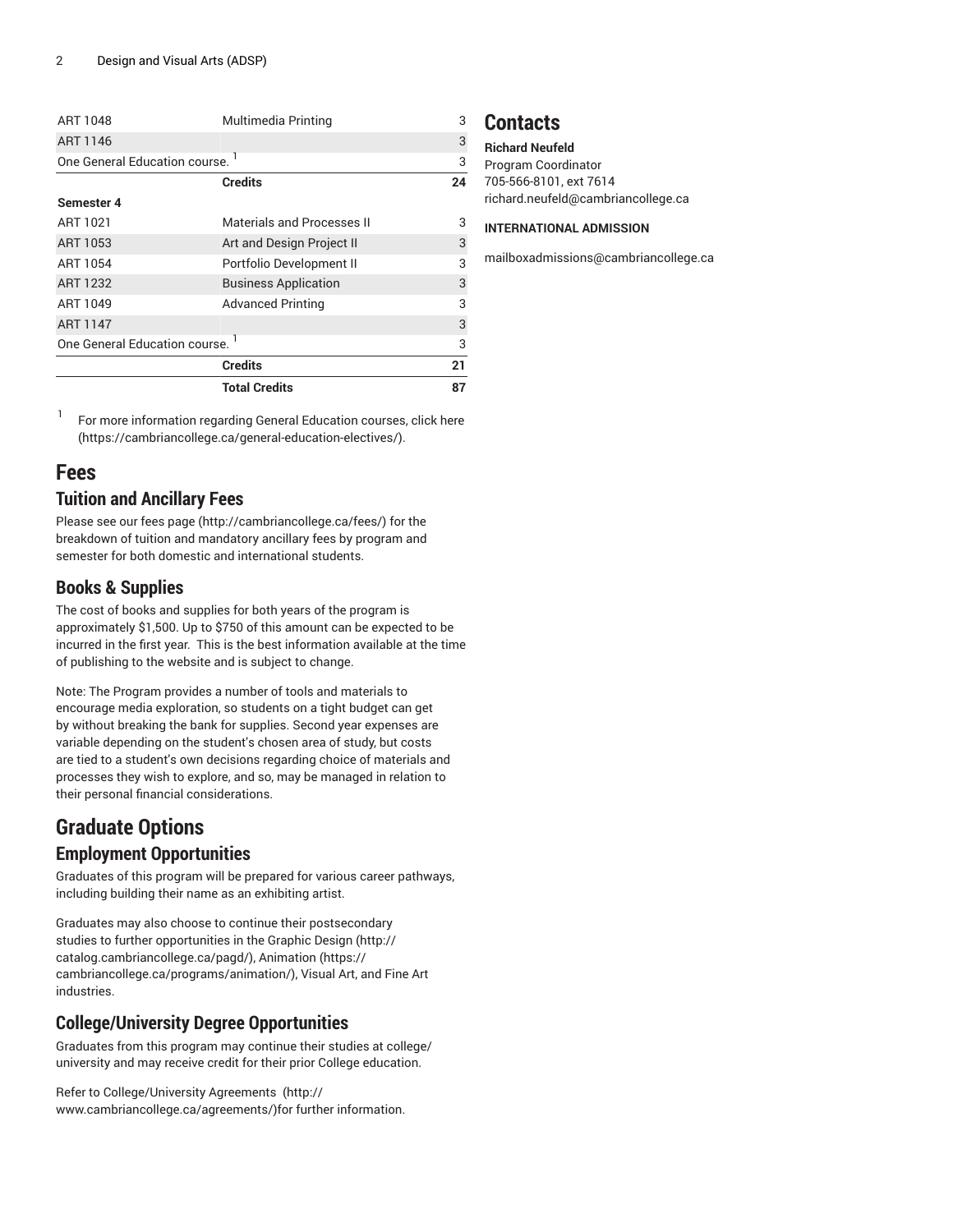| | | |
|---|---|---|
| ART 1048 | Multimedia Printing | 3 |
| ART 1146 | | 3 |
| One General Education course. [1] | | 3 |
| | **Credits** | **24** |
| **Semester 4** | | |
| ART 1021 | Materials and Processes II | 3 |
| ART 1053 | Art and Design Project II | 3 |
| ART 1054 | Portfolio Development II | 3 |
| ART 1232 | Business Application | 3 |
| ART 1049 | Advanced Printing | 3 |
| ART 1147 | | 3 |
| One General Education course. [1] | | 3 |
| | **Credits** | **21** |
| | **Total Credits** | **87** |

[1] For more information regarding General Education courses, click here (https://cambriancollege.ca/general-education-electives/).

# Fees

## Tuition and Ancillary Fees

Please see our fees page (http://cambriancollege.ca/fees/) for the breakdown of tuition and mandatory ancillary fees by program and semester for both domestic and international students.

## Books & Supplies

The cost of books and supplies for both years of the program is approximately $1,500. Up to $750 of this amount can be expected to be incurred in the first year. This is the best information available at the time of publishing to the website and is subject to change.

Note: The Program provides a number of tools and materials to encourage media exploration, so students on a tight budget can get by without breaking the bank for supplies. Second year expenses are variable depending on the student's chosen area of study, but costs are tied to a student's own decisions regarding choice of materials and processes they wish to explore, and so, may be managed in relation to their personal financial considerations.

# Graduate Options

## Employment Opportunities

Graduates of this program will be prepared for various career pathways, including building their name as an exhibiting artist.

Graduates may also choose to continue their postsecondary studies to further opportunities in the Graphic Design (http://catalog.cambriancollege.ca/pagd/), Animation (https://cambriancollege.ca/programs/animation/), Visual Art, and Fine Art industries.

## College/University Degree Opportunities

Graduates from this program may continue their studies at college/university and may receive credit for their prior College education.

Refer to College/University Agreements (http://www.cambriancollege.ca/agreements/)for further information.

# Contacts

**Richard Neufeld**
Program Coordinator
705-566-8101, ext 7614
richard.neufeld@cambriancollege.ca

**INTERNATIONAL ADMISSION**

mailboxadmissions@cambriancollege.ca